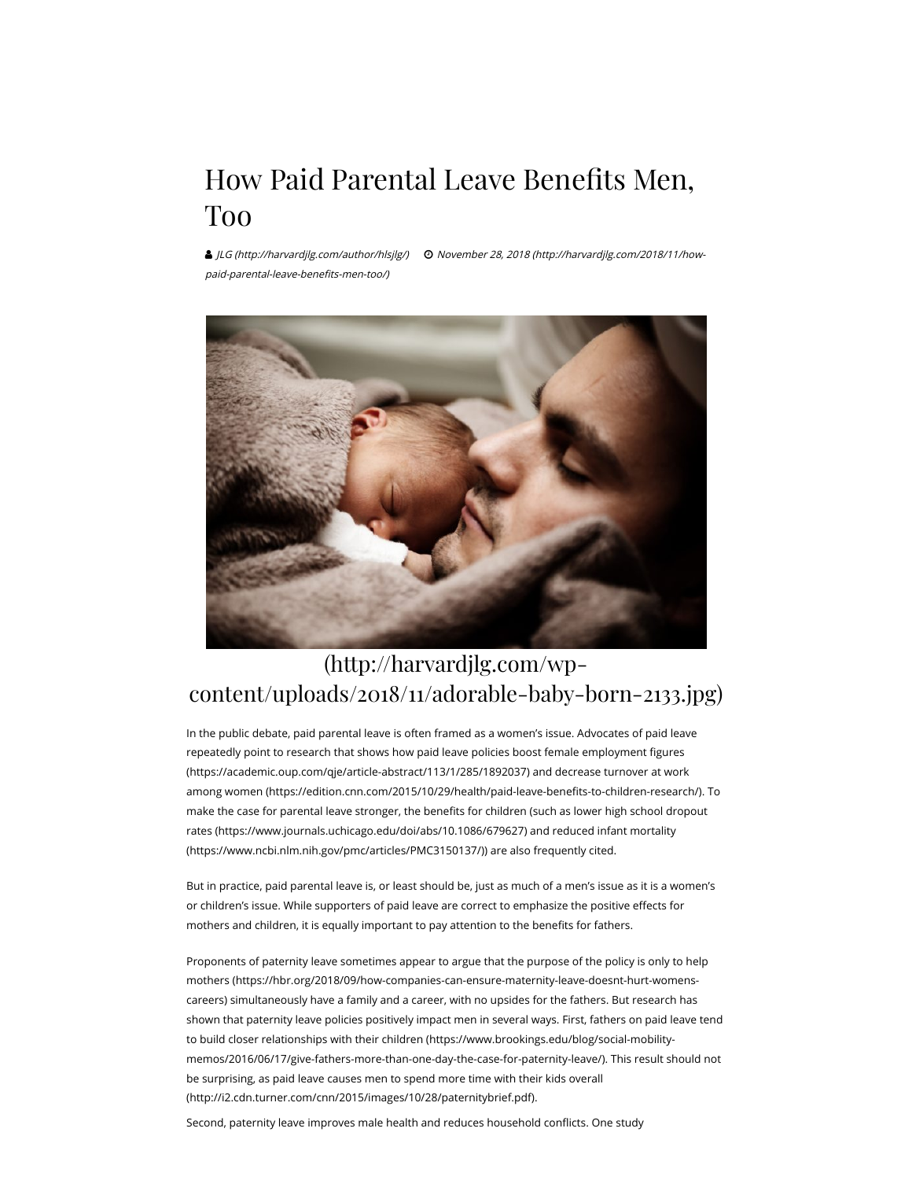# How Paid Parental Leave Benefits Men, Too

JLG (http://harvardjlg.com/author/hlsjlg/) November 28, 2018 (http://harvardjlg.com/2018/11/how-paid-parental-leave-benefits-men-too/)

(http://harvardjlg.com/wp-content/uploads/2018/11/adorable-baby-born-2133.jpg)

In the public debate, paid parental leave is often framed as a women's issue. Advocates of paid leave repeatedly point to research that shows how paid leave policies boost female employment figures (https://academic.oup.com/qje/article-abstract/113/1/285/1892037) and decrease turnover at work among women (https://edition.cnn.com/2015/10/29/health/paid-leave-benefits-to-children-research/). To make the case for parental leave stronger, the benefits for children (such as lower high school dropout rates (https://www.journals.uchicago.edu/doi/abs/10.1086/679627) and reduced infant mortality (https://www.ncbi.nlm.nih.gov/pmc/articles/PMC3150137/)) are also frequently cited.

But in practice, paid parental leave is, or least should be, just as much of a men's issue as it is a women's or children's issue. While supporters of paid leave are correct to emphasize the positive effects for mothers and children, it is equally important to pay attention to the benefits for fathers.

Proponents of paternity leave sometimes appear to argue that the purpose of the policy is only to help mothers (https://hbr.org/2018/09/how-companies-can-ensure-maternity-leave-doesnt-hurt-womens-careers) simultaneously have a family and a career, with no upsides for the fathers. But research has shown that paternity leave policies positively impact men in several ways. First, fathers on paid leave tend to build closer relationships with their children (https://www.brookings.edu/blog/social-mobility-memos/2016/06/17/give-fathers-more-than-one-day-the-case-for-paternity-leave/). This result should not be surprising, as paid leave causes men to spend more time with their kids overall (http://i2.cdn.turner.com/cnn/2015/images/10/28/paternitybrief.pdf).

Second, paternity leave improves male health and reduces household conflicts. One study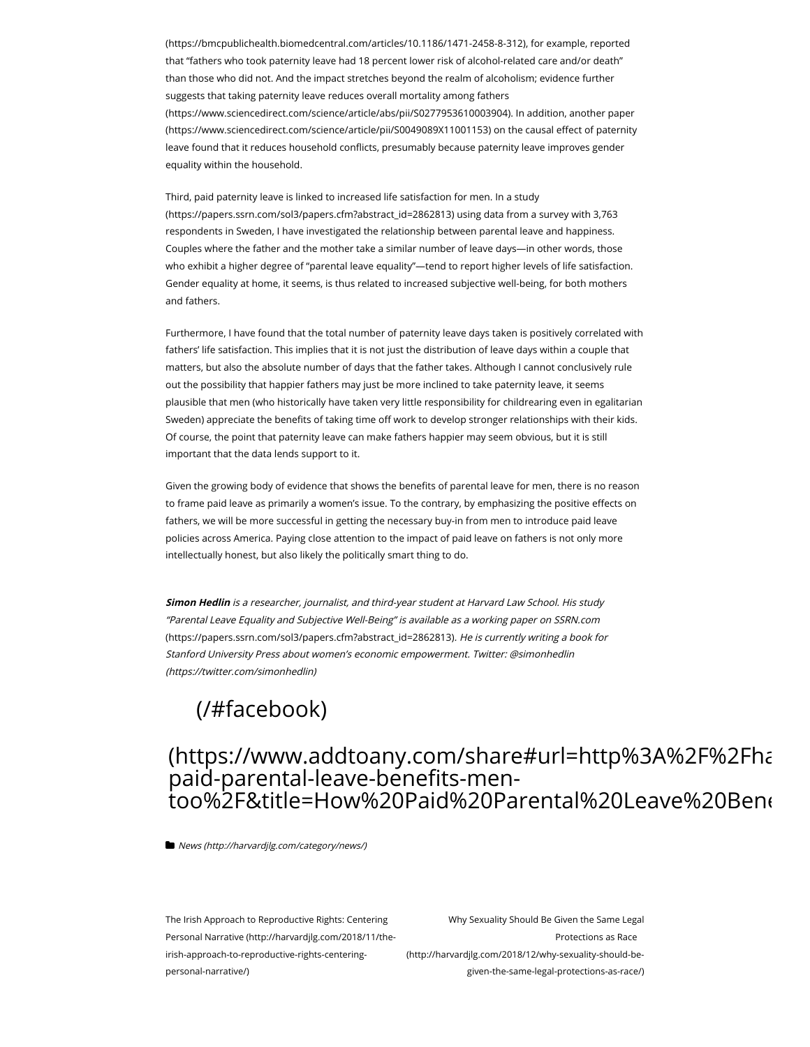(https://bmcpublichealth.biomedcentral.com/articles/10.1186/1471-2458-8-312), for example, reported that "fathers who took paternity leave had 18 percent lower risk of alcohol-related care and/or death" than those who did not. And the impact stretches beyond the realm of alcoholism; evidence further suggests that taking paternity leave reduces overall mortality among fathers (https://www.sciencedirect.com/science/article/abs/pii/S0277953610003904). In addition, another paper (https://www.sciencedirect.com/science/article/pii/S0049089X11001153) on the causal effect of paternity leave found that it reduces household conflicts, presumably because paternity leave improves gender equality within the household.

Third, paid paternity leave is linked to increased life satisfaction for men. In a study (https://papers.ssrn.com/sol3/papers.cfm?abstract_id=2862813) using data from a survey with 3,763 respondents in Sweden, I have investigated the relationship between parental leave and happiness. Couples where the father and the mother take a similar number of leave days—in other words, those who exhibit a higher degree of "parental leave equality"—tend to report higher levels of life satisfaction. Gender equality at home, it seems, is thus related to increased subjective well-being, for both mothers and fathers.

Furthermore, I have found that the total number of paternity leave days taken is positively correlated with fathers' life satisfaction. This implies that it is not just the distribution of leave days within a couple that matters, but also the absolute number of days that the father takes. Although I cannot conclusively rule out the possibility that happier fathers may just be more inclined to take paternity leave, it seems plausible that men (who historically have taken very little responsibility for childrearing even in egalitarian Sweden) appreciate the benefits of taking time off work to develop stronger relationships with their kids. Of course, the point that paternity leave can make fathers happier may seem obvious, but it is still important that the data lends support to it.

Given the growing body of evidence that shows the benefits of parental leave for men, there is no reason to frame paid leave as primarily a women's issue. To the contrary, by emphasizing the positive effects on fathers, we will be more successful in getting the necessary buy-in from men to introduce paid leave policies across America. Paying close attention to the impact of paid leave on fathers is not only more intellectually honest, but also likely the politically smart thing to do.

***Simon Hedlin*** *is a researcher, journalist, and third-year student at Harvard Law School. His study "Parental Leave Equality and Subjective Well-Being" is available as a working paper on SSRN.com* (https://papers.ssrn.com/sol3/papers.cfm?abstract_id=2862813). *He is currently writing a book for Stanford University Press about women's economic empowerment. Twitter: @simonhedlin (https://twitter.com/simonhedlin)*

(/#facebook)

(https://www.addtoany.com/share#url=http%3A%2F%2Fha paid-parental-leave-benefits-men-too%2F&title=How%20Paid%20Parental%20Leave%20Bene

*News (http://harvardjlg.com/category/news/)*

The Irish Approach to Reproductive Rights: Centering Personal Narrative (http://harvardjlg.com/2018/11/the-irish-approach-to-reproductive-rights-centering-personal-narrative/)

Why Sexuality Should Be Given the Same Legal Protections as Race (http://harvardjlg.com/2018/12/why-sexuality-should-be-given-the-same-legal-protections-as-race/)